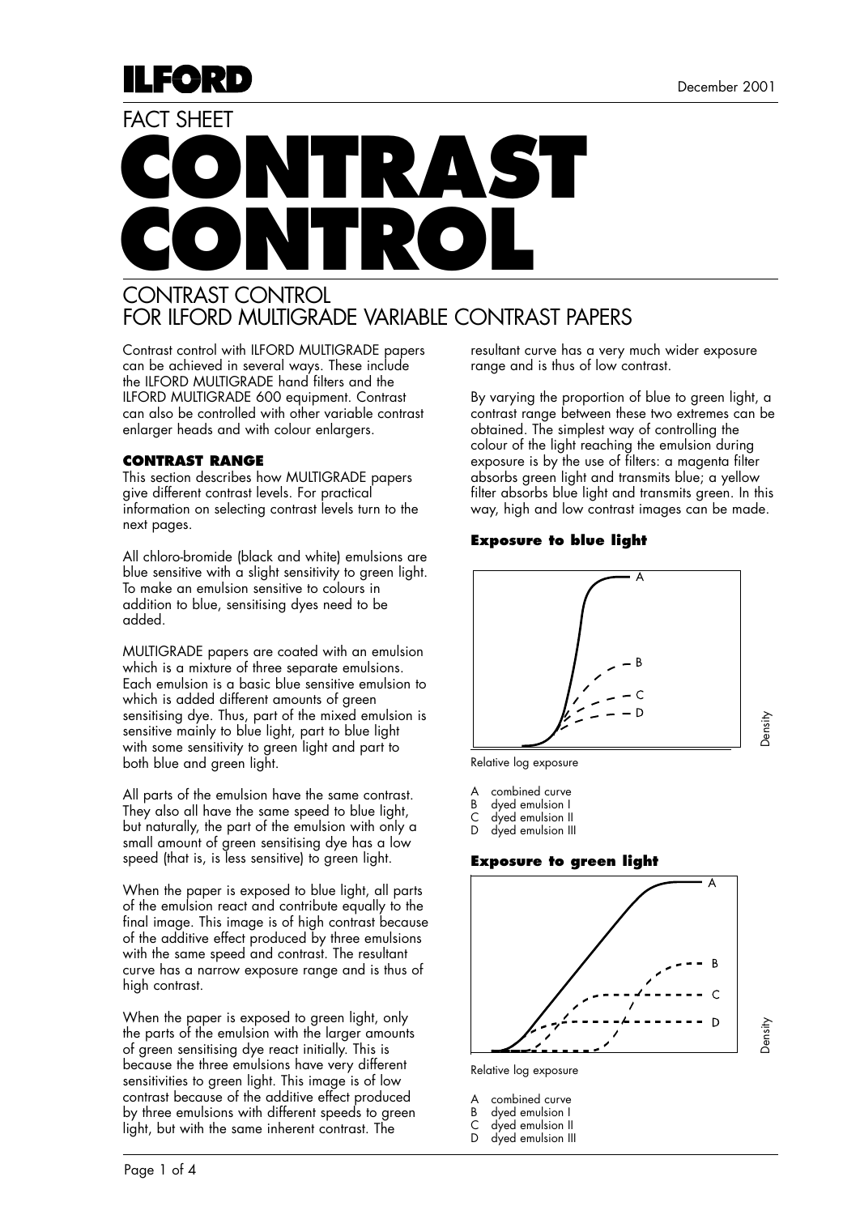# ILFORD

FACT SHEET

# CONTRAST CONTROL

## CONTRAST CONTROL FOR ILFORD MULTIGRADE VARIABLE CONTRAST PAPERS

December 2001

Contrast control with ILFORD MULTIGRADE papers can be achieved in several ways. These include the ILFORD MULTIGRADE hand filters and the ILFORD MULTIGRADE 600 equipment. Contrast can also be controlled with other variable contrast enlarger heads and with colour enlargers.

### CONTRAST RANGE

This section describes how MULTIGRADE papers give different contrast levels. For practical information on selecting contrast levels turn to the next pages.

All chloro-bromide (black and white) emulsions are blue sensitive with a slight sensitivity to green light. To make an emulsion sensitive to colours in addition to blue, sensitising dyes need to be added.

MULTIGRADE papers are coated with an emulsion which is a mixture of three separate emulsions. Each emulsion is a basic blue sensitive emulsion to which is added different amounts of green sensitising dye. Thus, part of the mixed emulsion is sensitive mainly to blue light, part to blue light with some sensitivity to green light and part to both blue and green light.

All parts of the emulsion have the same contrast. They also all have the same speed to blue light, but naturally, the part of the emulsion with only a small amount of green sensitising dye has a low speed (that is, is less sensitive) to green light.

When the paper is exposed to blue light, all parts of the emulsion react and contribute equally to the final image. This image is of high contrast because of the additive effect produced by three emulsions with the same speed and contrast. The resultant curve has a narrow exposure range and is thus of high contrast.

When the paper is exposed to green light, only the parts of the emulsion with the larger amounts of green sensitising dye react initially. This is because the three emulsions have very different sensitivities to green light. This image is of low contrast because of the additive effect produced by three emulsions with different speeds to green light, but with the same inherent contrast. The resultant curve has a very much wider exposure range and is thus of low contrast.

By varying the proportion of blue to green light, a contrast range between these two extremes can be obtained. The simplest way of controlling the colour of the light reaching the emulsion during exposure is by the use of filters: a magenta filter absorbs green light and transmits blue; a yellow filter absorbs blue light and transmits green. In this way, high and low contrast images can be made.

#### Exposure to blue light

Density

Relative log exposure

A combined curve
B dyed emulsion I
C dyed emulsion II
D dyed emulsion III

#### Exposure to green light

Density

Relative log exposure

A combined curve
B dyed emulsion I
C dyed emulsion II
D dyed emulsion III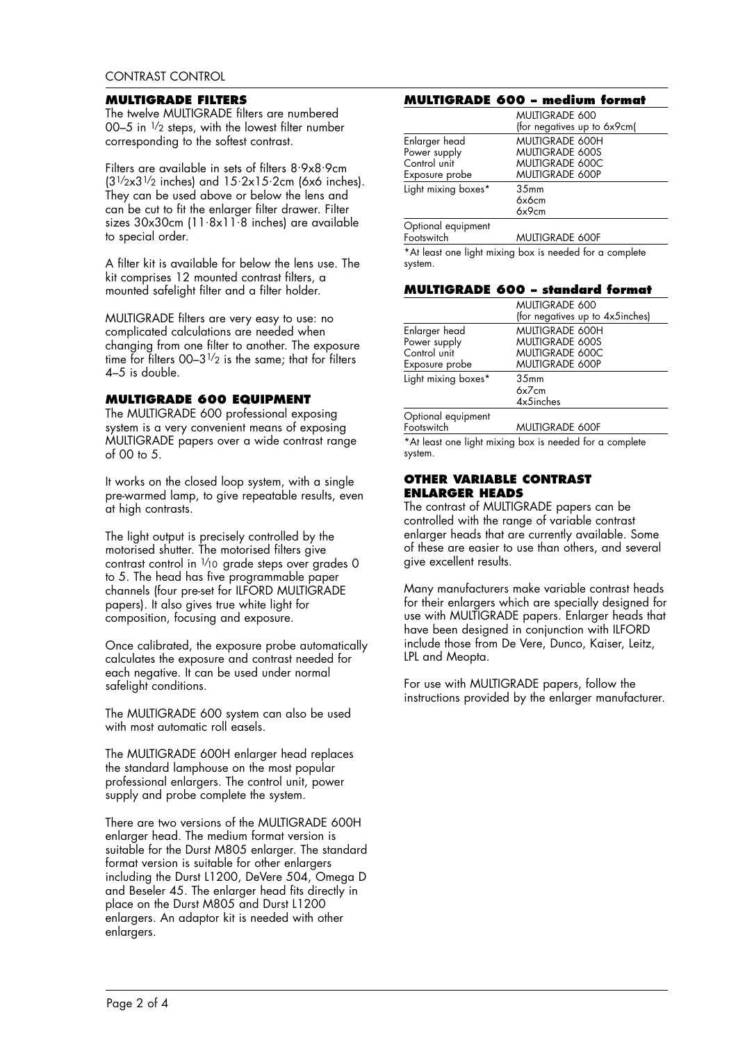CONTRAST CONTROL

### MULTIGRADE FILTERS

The twelve MULTIGRADE filters are numbered 00–5 in 1/2 steps, with the lowest filter number corresponding to the softest contrast.

Filters are available in sets of filters 8·9x8·9cm (3 1/2x3 1/2 inches) and 15·2x15·2cm (6x6 inches). They can be used above or below the lens and can be cut to fit the enlarger filter drawer. Filter sizes 30x30cm (11·8x11·8 inches) are available to special order.

A filter kit is available for below the lens use. The kit comprises 12 mounted contrast filters, a mounted safelight filter and a filter holder.

MULTIGRADE filters are very easy to use: no complicated calculations are needed when changing from one filter to another. The exposure time for filters 00–3 1/2 is the same; that for filters 4–5 is double.

### MULTIGRADE 600 EQUIPMENT

The MULTIGRADE 600 professional exposing system is a very convenient means of exposing MULTIGRADE papers over a wide contrast range of 00 to 5.

It works on the closed loop system, with a single pre-warmed lamp, to give repeatable results, even at high contrasts.

The light output is precisely controlled by the motorised shutter. The motorised filters give contrast control in 1/10 grade steps over grades 0 to 5. The head has five programmable paper channels (four pre-set for ILFORD MULTIGRADE papers). It also gives true white light for composition, focusing and exposure.

Once calibrated, the exposure probe automatically calculates the exposure and contrast needed for each negative. It can be used under normal safelight conditions.

The MULTIGRADE 600 system can also be used with most automatic roll easels.

The MULTIGRADE 600H enlarger head replaces the standard lamphouse on the most popular professional enlargers. The control unit, power supply and probe complete the system.

There are two versions of the MULTIGRADE 600H enlarger head. The medium format version is suitable for the Durst M805 enlarger. The standard format version is suitable for other enlargers including the Durst L1200, DeVere 504, Omega D and Beseler 45. The enlarger head fits directly in place on the Durst M805 and Durst L1200 enlargers. An adaptor kit is needed with other enlargers.

### MULTIGRADE 600 – medium format

| | MULTIGRADE 600 (for negatives up to 6x9cm( |
|---|---|
| Enlarger head | MULTIGRADE 600H |
| Power supply | MULTIGRADE 600S |
| Control unit | MULTIGRADE 600C |
| Exposure probe | MULTIGRADE 600P |
| Light mixing boxes* | 35mm<br>6x6cm<br>6x9cm |
| Optional equipment<br>Footswitch | MULTIGRADE 600F |

*At least one light mixing box is needed for a complete system.

### MULTIGRADE 600 – standard format

| | MULTIGRADE 600 (for negatives up to 4x5inches) |
|---|---|
| Enlarger head | MULTIGRADE 600H |
| Power supply | MULTIGRADE 600S |
| Control unit | MULTIGRADE 600C |
| Exposure probe | MULTIGRADE 600P |
| Light mixing boxes* | 35mm<br>6x7cm<br>4x5inches |
| Optional equipment<br>Footswitch | MULTIGRADE 600F |

*At least one light mixing box is needed for a complete system.

### OTHER VARIABLE CONTRAST ENLARGER HEADS

The contrast of MULTIGRADE papers can be controlled with the range of variable contrast enlarger heads that are currently available. Some of these are easier to use than others, and several give excellent results.

Many manufacturers make variable contrast heads for their enlargers which are specially designed for use with MULTIGRADE papers. Enlarger heads that have been designed in conjunction with ILFORD include those from De Vere, Dunco, Kaiser, Leitz, LPL and Meopta.

For use with MULTIGRADE papers, follow the instructions provided by the enlarger manufacturer.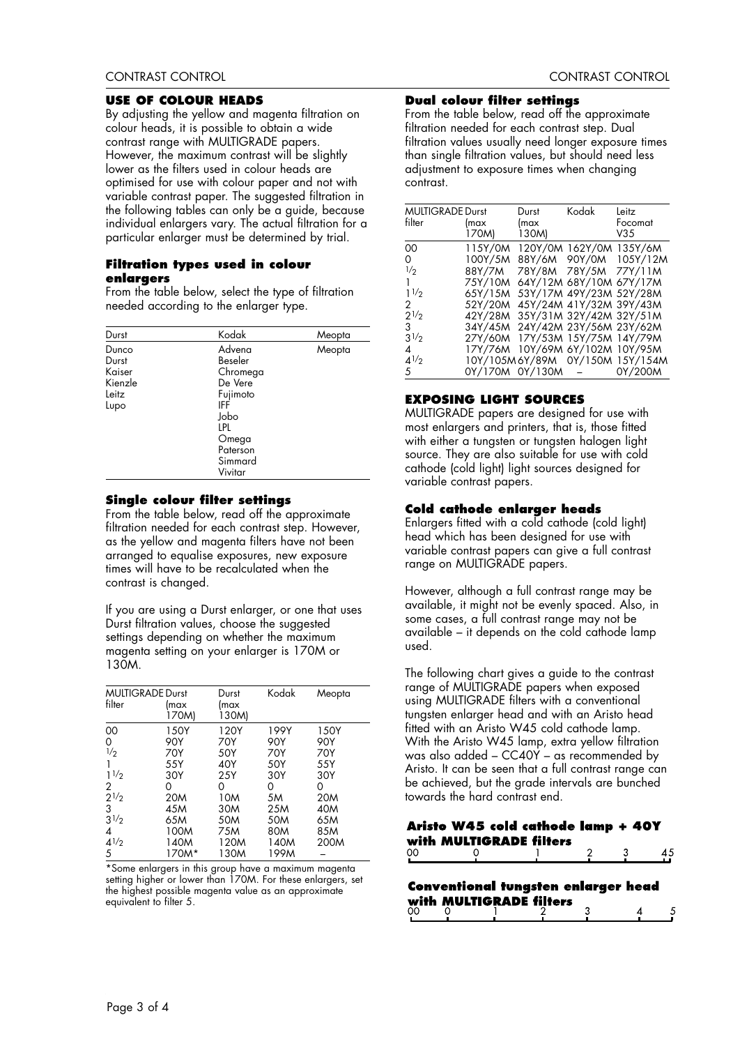## USE OF COLOUR HEADS

By adjusting the yellow and magenta filtration on colour heads, it is possible to obtain a wide contrast range with MULTIGRADE papers. However, the maximum contrast will be slightly lower as the filters used in colour heads are optimised for use with colour paper and not with variable contrast paper. The suggested filtration in the following tables can only be a guide, because individual enlargers vary. The actual filtration for a particular enlarger must be determined by trial.

### Filtration types used in colour enlargers

From the table below, select the type of filtration needed according to the enlarger type.

| Durst | Kodak | Meopta |
|---|---|---|
| Dunco | Advena | Meopta |
| Durst | Beseler | |
| Kaiser | Chromega | |
| Kienzle | De Vere | |
| Leitz | Fujimoto | |
| Lupo | IFF | |
| | Jobo | |
| | LPL | |
| | Omega | |
| | Paterson | |
| | Simmard | |
| | Vivitar | |

### Single colour filter settings

From the table below, read off the approximate filtration needed for each contrast step. However, as the yellow and magenta filters have not been arranged to equalise exposures, new exposure times will have to be recalculated when the contrast is changed.

If you are using a Durst enlarger, or one that uses Durst filtration values, choose the suggested settings depending on whether the maximum magenta setting on your enlarger is 170M or 130M.

| MULTIGRADE filter | Durst (max 170M) | Durst (max 130M) | Kodak | Meopta |
|---|---|---|---|---|
| 00 | 150Y | 120Y | 199Y | 150Y |
| 0 | 90Y | 70Y | 90Y | 90Y |
| 1/2 | 70Y | 50Y | 70Y | 70Y |
| 1 | 55Y | 40Y | 50Y | 55Y |
| 1 1/2 | 30Y | 25Y | 30Y | 30Y |
| 2 | 0 | 0 | 0 | 0 |
| 2 1/2 | 20M | 10M | 5M | 20M |
| 3 | 45M | 30M | 25M | 40M |
| 3 1/2 | 65M | 50M | 50M | 65M |
| 4 | 100M | 75M | 80M | 85M |
| 4 1/2 | 140M | 120M | 140M | 200M |
| 5 | 170M* | 130M | 199M | – |

*Some enlargers in this group have a maximum magenta setting higher or lower than 170M. For these enlargers, set the highest possible magenta value as an approximate equivalent to filter 5.

### Dual colour filter settings

From the table below, read off the approximate filtration needed for each contrast step. Dual filtration values usually need longer exposure times than single filtration values, but should need less adjustment to exposure times when changing contrast.

| MULTIGRADE filter | Durst (max 170M) | Durst (max 130M) | Kodak | Leitz Focomat V35 |
|---|---|---|---|---|
| 00 | 115Y/0M | 120Y/0M | 162Y/0M | 135Y/6M |
| 0 | 100Y/5M | 88Y/6M | 90Y/0M | 105Y/12M |
| 1/2 | 88Y/7M | 78Y/8M | 78Y/5M | 77Y/11M |
| 1 | 75Y/10M | 64Y/12M | 68Y/10M | 67Y/17M |
| 1 1/2 | 65Y/15M | 53Y/17M | 49Y/23M | 52Y/28M |
| 2 | 52Y/20M | 45Y/24M | 41Y/32M | 39Y/43M |
| 2 1/2 | 42Y/28M | 35Y/31M | 32Y/42M | 32Y/51M |
| 3 | 34Y/45M | 24Y/42M | 23Y/56M | 23Y/62M |
| 3 1/2 | 27Y/60M | 17Y/53M | 15Y/75M | 14Y/79M |
| 4 | 17Y/76M | 10Y/69M | 6Y/102M | 10Y/95M |
| 4 1/2 | 10Y/105M | 6Y/89M | 0Y/150M | 15Y/154M |
| 5 | 0Y/170M | 0Y/130M | – | 0Y/200M |

## EXPOSING LIGHT SOURCES

MULTIGRADE papers are designed for use with most enlargers and printers, that is, those fitted with either a tungsten or tungsten halogen light source. They are also suitable for use with cold cathode (cold light) light sources designed for variable contrast papers.

### Cold cathode enlarger heads

Enlargers fitted with a cold cathode (cold light) head which has been designed for use with variable contrast papers can give a full contrast range on MULTIGRADE papers.

However, although a full contrast range may be available, it might not be evenly spaced. Also, in some cases, a full contrast range may not be available – it depends on the cold cathode lamp used.

The following chart gives a guide to the contrast range of MULTIGRADE papers when exposed using MULTIGRADE filters with a conventional tungsten enlarger head and with an Aristo head fitted with an Aristo W45 cold cathode lamp. With the Aristo W45 lamp, extra yellow filtration was also added – CC40Y – as recommended by Aristo. It can be seen that a full contrast range can be achieved, but the grade intervals are bunched towards the hard contrast end.

**Aristo W45 cold cathode lamp + 40Y with MULTIGRADE filters**

00 0 1 2 3 4 5

**Conventional tungsten enlarger head with MULTIGRADE filters**

00 0 1 2 3 4 5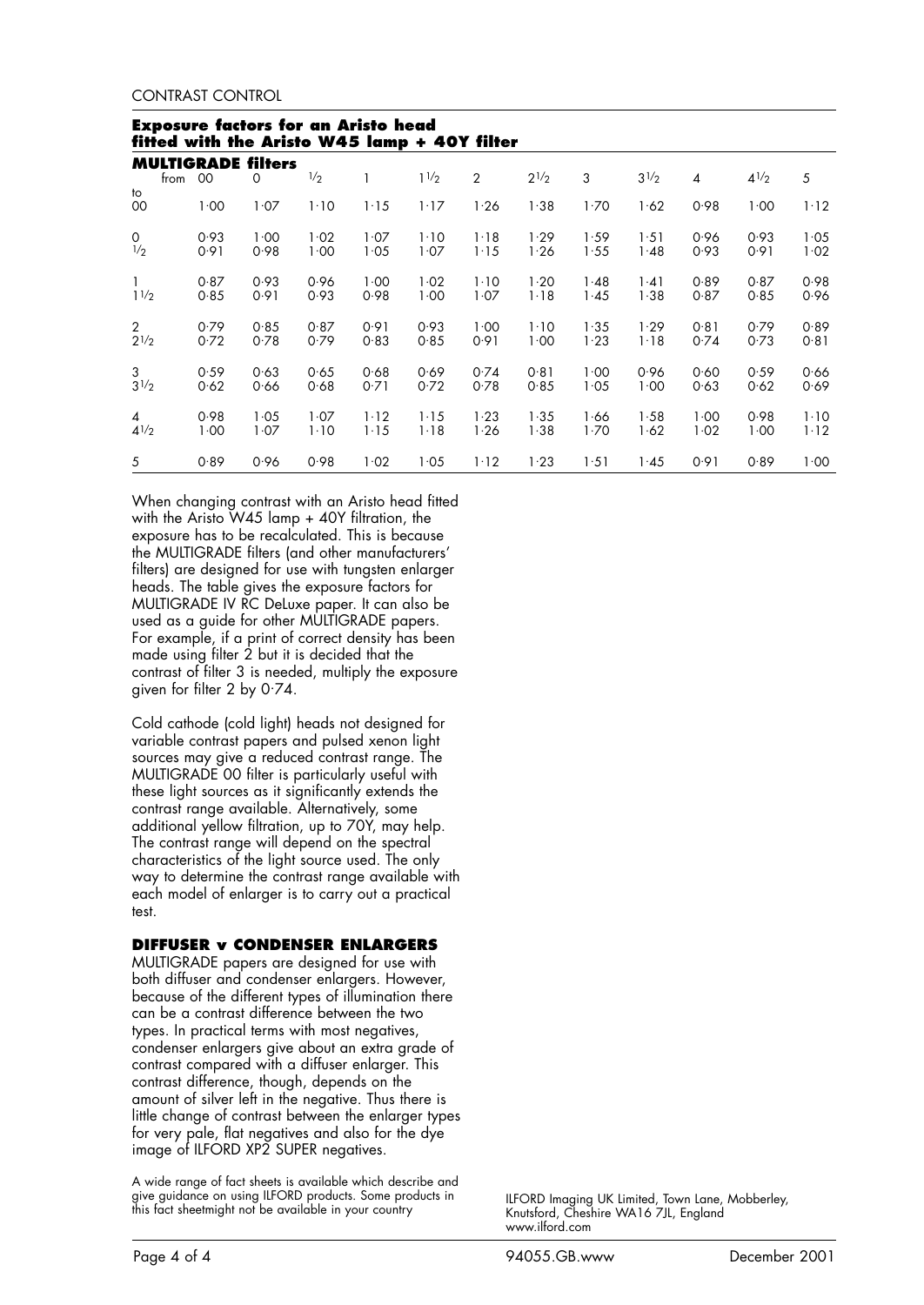CONTRAST CONTROL

**Exposure factors for an Aristo head fitted with the Aristo W45 lamp + 40Y filter**

| MULTIGRADE filters from → to ↓ | 00 | 0 | ½ | 1 | 1½ | 2 | 2½ | 3 | 3½ | 4 | 4½ | 5 |
|---|---|---|---|---|---|---|---|---|---|---|---|---|
| 00 | 1·00 | 1·07 | 1·10 | 1·15 | 1·17 | 1·26 | 1·38 | 1·70 | 1·62 | 0·98 | 1·00 | 1·12 |
| 0 | 0·93 | 1·00 | 1·02 | 1·07 | 1·10 | 1·18 | 1·29 | 1·59 | 1·51 | 0·96 | 0·93 | 1·05 |
| ½ | 0·91 | 0·98 | 1·00 | 1·05 | 1·07 | 1·15 | 1·26 | 1·55 | 1·48 | 0·93 | 0·91 | 1·02 |
| 1 | 0·87 | 0·93 | 0·96 | 1·00 | 1·02 | 1·10 | 1·20 | 1·48 | 1·41 | 0·89 | 0·87 | 0·98 |
| 1½ | 0·85 | 0·91 | 0·93 | 0·98 | 1·00 | 1·07 | 1·18 | 1·45 | 1·38 | 0·87 | 0·85 | 0·96 |
| 2 | 0·79 | 0·85 | 0·87 | 0·91 | 0·93 | 1·00 | 1·10 | 1·35 | 1·29 | 0·81 | 0·79 | 0·89 |
| 2½ | 0·72 | 0·78 | 0·79 | 0·83 | 0·85 | 0·91 | 1·00 | 1·23 | 1·18 | 0·74 | 0·73 | 0·81 |
| 3 | 0·59 | 0·63 | 0·65 | 0·68 | 0·69 | 0·74 | 0·81 | 1·00 | 0·96 | 0·60 | 0·59 | 0·66 |
| 3½ | 0·62 | 0·66 | 0·68 | 0·71 | 0·72 | 0·78 | 0·85 | 1·05 | 1·00 | 0·63 | 0·62 | 0·69 |
| 4 | 0·98 | 1·05 | 1·07 | 1·12 | 1·15 | 1·23 | 1·35 | 1·66 | 1·58 | 1·00 | 0·98 | 1·10 |
| 4½ | 1·00 | 1·07 | 1·10 | 1·15 | 1·18 | 1·26 | 1·38 | 1·70 | 1·62 | 1·02 | 1·00 | 1·12 |
| 5 | 0·89 | 0·96 | 0·98 | 1·02 | 1·05 | 1·12 | 1·23 | 1·51 | 1·45 | 0·91 | 0·89 | 1·00 |

When changing contrast with an Aristo head fitted with the Aristo W45 lamp + 40Y filtration, the exposure has to be recalculated. This is because the MULTIGRADE filters (and other manufacturers' filters) are designed for use with tungsten enlarger heads. The table gives the exposure factors for MULTIGRADE IV RC DeLuxe paper. It can also be used as a guide for other MULTIGRADE papers. For example, if a print of correct density has been made using filter 2 but it is decided that the contrast of filter 3 is needed, multiply the exposure given for filter 2 by 0·74.

Cold cathode (cold light) heads not designed for variable contrast papers and pulsed xenon light sources may give a reduced contrast range. The MULTIGRADE 00 filter is particularly useful with these light sources as it significantly extends the contrast range available. Alternatively, some additional yellow filtration, up to 70Y, may help. The contrast range will depend on the spectral characteristics of the light source used. The only way to determine the contrast range available with each model of enlarger is to carry out a practical test.

## DIFFUSER v CONDENSER ENLARGERS

MULTIGRADE papers are designed for use with both diffuser and condenser enlargers. However, because of the different types of illumination there can be a contrast difference between the two types. In practical terms with most negatives, condenser enlargers give about an extra grade of contrast compared with a diffuser enlarger. This contrast difference, though, depends on the amount of silver left in the negative. Thus there is little change of contrast between the enlarger types for very pale, flat negatives and also for the dye image of ILFORD XP2 SUPER negatives.

A wide range of fact sheets is available which describe and give guidance on using ILFORD products. Some products in this fact sheetmight not be available in your country

ILFORD Imaging UK Limited, Town Lane, Mobberley, Knutsford, Cheshire WA16 7JL, England
www.ilford.com

94055.GB.www December 2001